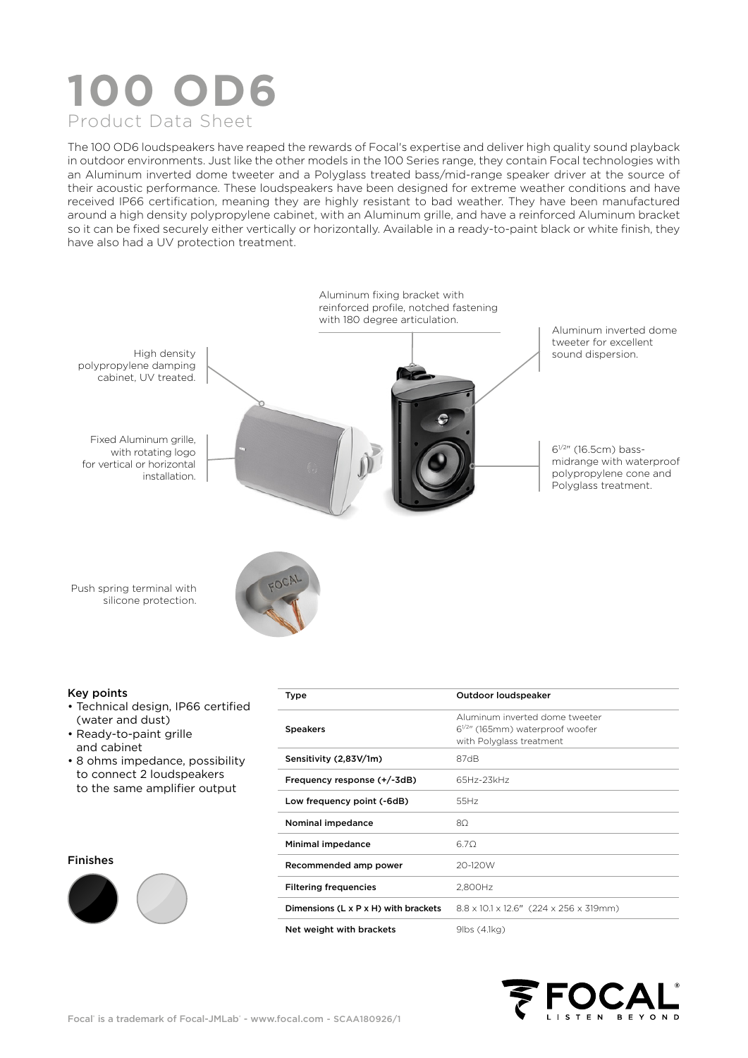# 100 OD6

## Product Data Sheet

The 100 OD6 loudspeakers have reaped the rewards of Focal's expertise and deliver high quality sound playback in outdoor environments. Just like the other models in the 100 Series range, they contain Focal technologies with an Aluminum inverted dome tweeter and a Polyglass treated bass/mid-range speaker driver at the source of their acoustic performance. These loudspeakers have been designed for extreme weather conditions and have received IP66 certification, meaning they are highly resistant to bad weather. They have been manufactured around a high density polypropylene cabinet, with an Aluminum grille, and have a reinforced Aluminum bracket so it can be fixed securely either vertically or horizontally. Available in a ready-to-paint black or white finish, they have also had a UV protection treatment.

Aluminum fixing bracket with reinforced profile, notched fastening with 180 degree articulation.

High density polypropylene damping cabinet, UV treated.

Aluminum inverted dome tweeter for excellent sound dispersion.

Fixed Aluminum grille, with rotating logo for vertical or horizontal installation.

6 1/2" (16.5cm) bass-midrange with waterproof polypropylene cone and Polyglass treatment.

Push spring terminal with silicone protection.

### Key points

- Technical design, IP66 certified (water and dust)
- Ready-to-paint grille and cabinet
- 8 ohms impedance, possibility to connect 2 loudspeakers to the same amplifier output

### Finishes

| Type | Outdoor loudspeaker |
|---|---|
| Speakers | Aluminum inverted dome tweeter<br>6 1/2" (165mm) waterproof woofer with Polyglass treatment |
| Sensitivity (2,83V/1m) | 87dB |
| Frequency response (+/-3dB) | 65Hz-23kHz |
| Low frequency point (-6dB) | 55Hz |
| Nominal impedance | 8Ω |
| Minimal impedance | 6.7Ω |
| Recommended amp power | 20-120W |
| Filtering frequencies | 2,800Hz |
| Dimensions (L x P x H) with brackets | 8.8 x 10.1 x 12.6" (224 x 256 x 319mm) |
| Net weight with brackets | 9lbs (4.1kg) |

Focal® is a trademark of Focal-JMLab® - www.focal.com - SCAA180926/1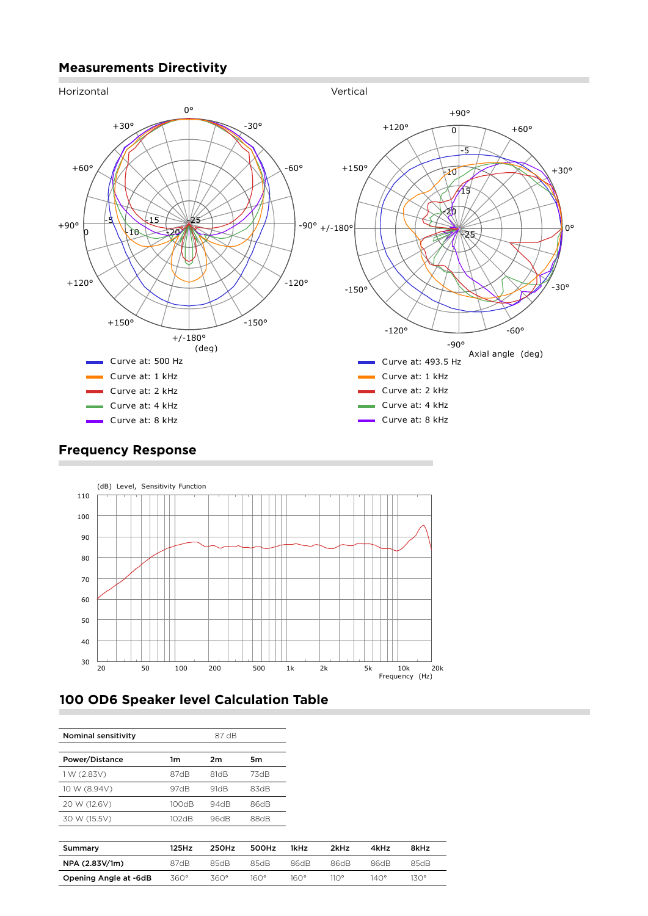## Measurements Directivity

Horizontal

0°
+30°
-30°
+60°
-60°
+90°
-90°
+120°
-120°
+150°
-150°
+/-180°
(deg)
-5
-10
-15
-20
-25
0

- Curve at: 500 Hz
- Curve at: 1 kHz
- Curve at: 2 kHz
- Curve at: 4 kHz
- Curve at: 8 kHz

Vertical

+90°
+120°
+60°
+150°
+30°
+/-180°
0°
-150°
-30°
-120°
-60°
-90°
Axial angle (deg)
0
-5
-10
-15
-20
-25

- Curve at: 493.5 Hz
- Curve at: 1 kHz
- Curve at: 2 kHz
- Curve at: 4 kHz
- Curve at: 8 kHz

## Frequency Response

(dB) Level, Sensitivity Function

110
100
90
80
70
60
50
40
30

20
50
100
200
500
1k
2k
5k
10k
20k
Frequency (Hz)

## 100 OD6 Speaker level Calculation Table

| Nominal sensitivity | 87 dB | | |
|---|---|---|---|
| **Power/Distance** | **1m** | **2m** | **5m** |
| 1 W (2.83V) | 87dB | 81dB | 73dB |
| 10 W (8.94V) | 97dB | 91dB | 83dB |
| 20 W (12.6V) | 100dB | 94dB | 86dB |
| 30 W (15.5V) | 102dB | 96dB | 88dB |

| Summary | 125Hz | 250Hz | 500Hz | 1kHz | 2kHz | 4kHz | 8kHz |
|---|---|---|---|---|---|---|---|
| **NPA (2.83V/1m)** | 87dB | 85dB | 85dB | 86dB | 86dB | 86dB | 85dB |
| **Opening Angle at -6dB** | 360° | 360° | 160° | 160° | 110° | 140° | 130° |